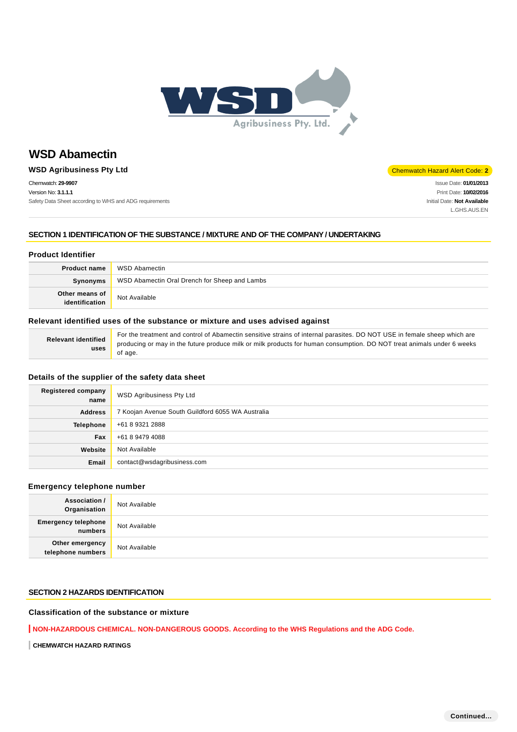# WSD Abamectin

**WSD Agribusiness Pty Ltd**

Chemwatch Hazard Alert Code: **2**

Chemwatch: **29-9907**
Version No: **3.1.1.1**
Safety Data Sheet according to WHS and ADG requirements

Issue Date: **01/01/2013**
Print Date: **10/02/2016**
Initial Date: **Not Available**
L.GHS.AUS.EN

## SECTION 1 IDENTIFICATION OF THE SUBSTANCE / MIXTURE AND OF THE COMPANY / UNDERTAKING

### Product Identifier

| | |
|---|---|
| **Product name** | WSD Abamectin |
| **Synonyms** | WSD Abamectin Oral Drench for Sheep and Lambs |
| **Other means of identification** | Not Available |

### Relevant identified uses of the substance or mixture and uses advised against

| | |
|---|---|
| **Relevant identified uses** | For the treatment and control of Abamectin sensitive strains of internal parasites. DO NOT USE in female sheep which are producing or may in the future produce milk or milk products for human consumption. DO NOT treat animals under 6 weeks of age. |

### Details of the supplier of the safety data sheet

| | |
|---|---|
| **Registered company name** | WSD Agribusiness Pty Ltd |
| **Address** | 7 Koojan Avenue South Guildford 6055 WA Australia |
| **Telephone** | +61 8 9321 2888 |
| **Fax** | +61 8 9479 4088 |
| **Website** | Not Available |
| **Email** | contact@wsdagribusiness.com |

### Emergency telephone number

| | |
|---|---|
| **Association / Organisation** | Not Available |
| **Emergency telephone numbers** | Not Available |
| **Other emergency telephone numbers** | Not Available |

## SECTION 2 HAZARDS IDENTIFICATION

### Classification of the substance or mixture

**NON-HAZARDOUS CHEMICAL. NON-DANGEROUS GOODS. According to the WHS Regulations and the ADG Code.**

**CHEMWATCH HAZARD RATINGS**

Continued...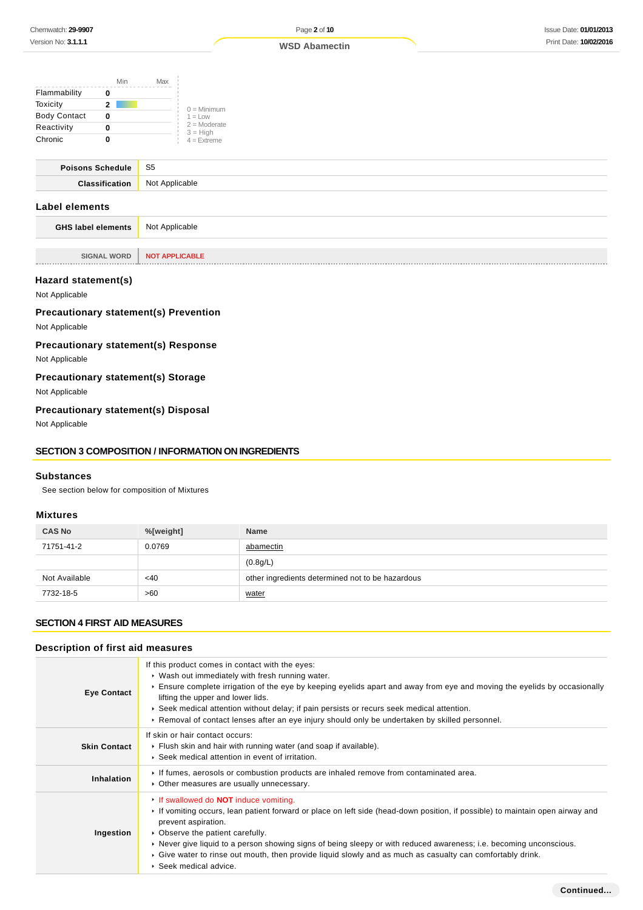| | | Min | Max |
|---|---|---|---|
| Flammability | 0 | | |
| Toxicity | 2 | | |
| Body Contact | 0 | | |
| Reactivity | 0 | | |
| Chronic | 0 | | |

0 = Minimum
1 = Low
2 = Moderate
3 = High
4 = Extreme

| | |
|---|---|
| **Poisons Schedule** | S5 |
| **Classification** | Not Applicable |

### Label elements

| | |
|---|---|
| **GHS label elements** | Not Applicable |

| | |
|---|---|
| SIGNAL WORD | NOT APPLICABLE |

### Hazard statement(s)

Not Applicable

### Precautionary statement(s) Prevention

Not Applicable

### Precautionary statement(s) Response

Not Applicable

### Precautionary statement(s) Storage

Not Applicable

### Precautionary statement(s) Disposal

Not Applicable

## SECTION 3 COMPOSITION / INFORMATION ON INGREDIENTS

### Substances

See section below for composition of Mixtures

### Mixtures

| CAS No | %[weight] | Name |
|---|---|---|
| 71751-41-2 | 0.0769 | abamectin |
| | | (0.8g/L) |
| Not Available | <40 | other ingredients determined not to be hazardous |
| 7732-18-5 | >60 | water |

## SECTION 4 FIRST AID MEASURES

### Description of first aid measures

| | |
|---|---|
| **Eye Contact** | If this product comes in contact with the eyes:<br>▸ Wash out immediately with fresh running water.<br>▸ Ensure complete irrigation of the eye by keeping eyelids apart and away from eye and moving the eyelids by occasionally lifting the upper and lower lids.<br>▸ Seek medical attention without delay; if pain persists or recurs seek medical attention.<br>▸ Removal of contact lenses after an eye injury should only be undertaken by skilled personnel. |
| **Skin Contact** | If skin or hair contact occurs:<br>▸ Flush skin and hair with running water (and soap if available).<br>▸ Seek medical attention in event of irritation. |
| **Inhalation** | ▸ If fumes, aerosols or combustion products are inhaled remove from contaminated area.<br>▸ Other measures are usually unnecessary. |
| **Ingestion** | ▸ If swallowed do **NOT** induce vomiting.<br>▸ If vomiting occurs, lean patient forward or place on left side (head-down position, if possible) to maintain open airway and prevent aspiration.<br>▸ Observe the patient carefully.<br>▸ Never give liquid to a person showing signs of being sleepy or with reduced awareness; i.e. becoming unconscious.<br>▸ Give water to rinse out mouth, then provide liquid slowly and as much as casualty can comfortably drink.<br>▸ Seek medical advice. |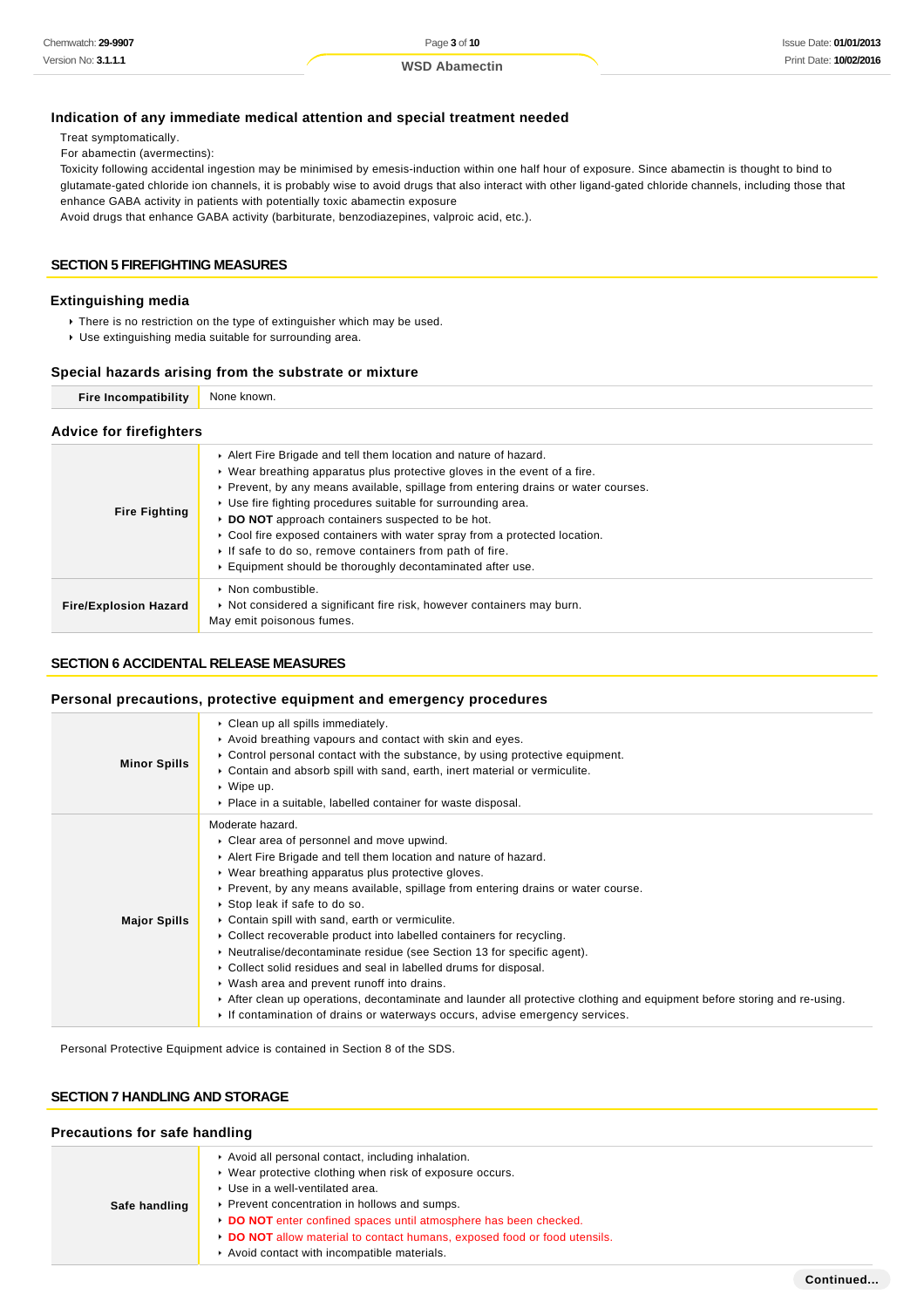### Indication of any immediate medical attention and special treatment needed

Treat symptomatically.

For abamectin (avermectins):

Toxicity following accidental ingestion may be minimised by emesis-induction within one half hour of exposure. Since abamectin is thought to bind to glutamate-gated chloride ion channels, it is probably wise to avoid drugs that also interact with other ligand-gated chloride channels, including those that enhance GABA activity in patients with potentially toxic abamectin exposure

Avoid drugs that enhance GABA activity (barbiturate, benzodiazepines, valproic acid, etc.).

## SECTION 5 FIREFIGHTING MEASURES

### Extinguishing media

- There is no restriction on the type of extinguisher which may be used.
- Use extinguishing media suitable for surrounding area.

### Special hazards arising from the substrate or mixture

| | |
|---|---|
| **Fire Incompatibility** | None known. |

### Advice for firefighters

| | |
|---|---|
| **Fire Fighting** | ▸ Alert Fire Brigade and tell them location and nature of hazard.<br>▸ Wear breathing apparatus plus protective gloves in the event of a fire.<br>▸ Prevent, by any means available, spillage from entering drains or water courses.<br>▸ Use fire fighting procedures suitable for surrounding area.<br>▸ **DO NOT** approach containers suspected to be hot.<br>▸ Cool fire exposed containers with water spray from a protected location.<br>▸ If safe to do so, remove containers from path of fire.<br>▸ Equipment should be thoroughly decontaminated after use. |
| **Fire/Explosion Hazard** | ▸ Non combustible.<br>▸ Not considered a significant fire risk, however containers may burn.<br>May emit poisonous fumes. |

## SECTION 6 ACCIDENTAL RELEASE MEASURES

### Personal precautions, protective equipment and emergency procedures

| | |
|---|---|
| **Minor Spills** | ▸ Clean up all spills immediately.<br>▸ Avoid breathing vapours and contact with skin and eyes.<br>▸ Control personal contact with the substance, by using protective equipment.<br>▸ Contain and absorb spill with sand, earth, inert material or vermiculite.<br>▸ Wipe up.<br>▸ Place in a suitable, labelled container for waste disposal. |
| **Major Spills** | Moderate hazard.<br>▸ Clear area of personnel and move upwind.<br>▸ Alert Fire Brigade and tell them location and nature of hazard.<br>▸ Wear breathing apparatus plus protective gloves.<br>▸ Prevent, by any means available, spillage from entering drains or water course.<br>▸ Stop leak if safe to do so.<br>▸ Contain spill with sand, earth or vermiculite.<br>▸ Collect recoverable product into labelled containers for recycling.<br>▸ Neutralise/decontaminate residue (see Section 13 for specific agent).<br>▸ Collect solid residues and seal in labelled drums for disposal.<br>▸ Wash area and prevent runoff into drains.<br>▸ After clean up operations, decontaminate and launder all protective clothing and equipment before storing and re-using.<br>▸ If contamination of drains or waterways occurs, advise emergency services. |

Personal Protective Equipment advice is contained in Section 8 of the SDS.

## SECTION 7 HANDLING AND STORAGE

### Precautions for safe handling

| | |
|---|---|
| **Safe handling** | ▸ Avoid all personal contact, including inhalation.<br>▸ Wear protective clothing when risk of exposure occurs.<br>▸ Use in a well-ventilated area.<br>▸ Prevent concentration in hollows and sumps.<br>▸ **DO NOT** enter confined spaces until atmosphere has been checked.<br>▸ **DO NOT** allow material to contact humans, exposed food or food utensils.<br>▸ Avoid contact with incompatible materials. |

Continued...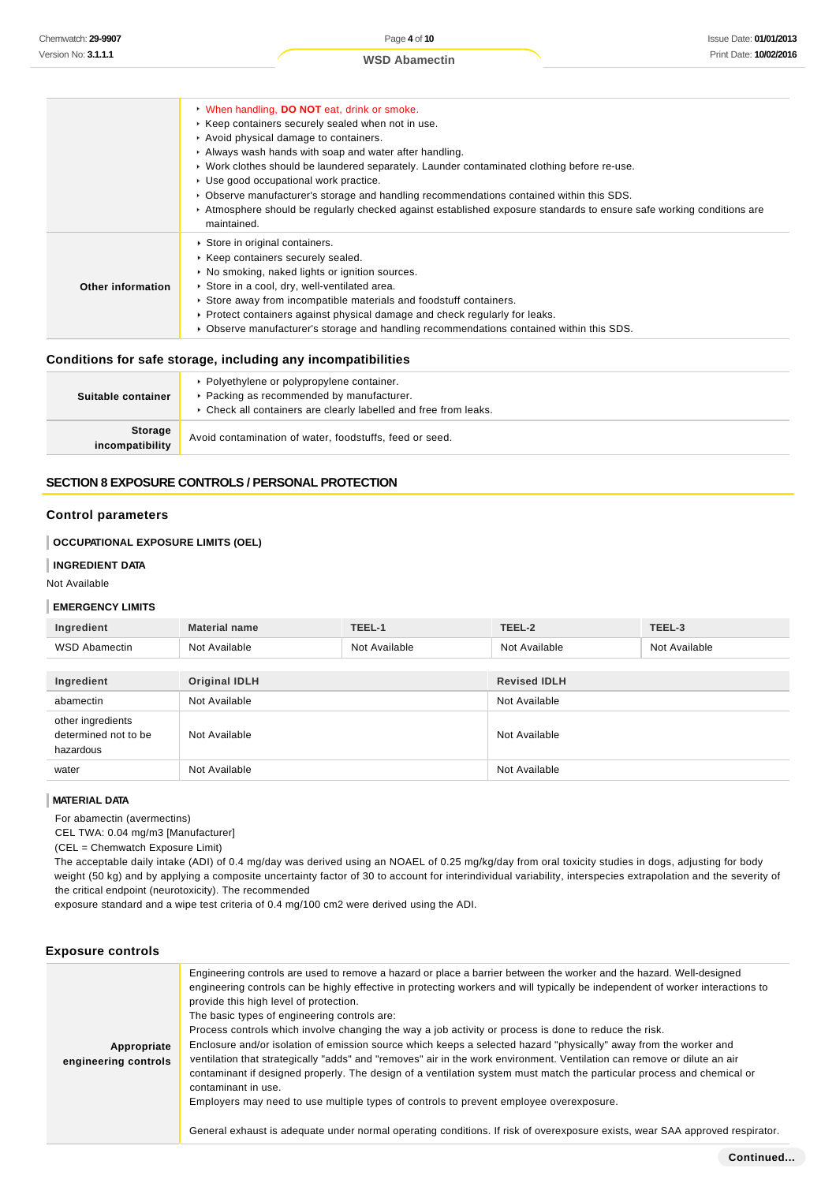| | |
|---|---|
| | ▸ When handling, **DO NOT** eat, drink or smoke.<br>▸ Keep containers securely sealed when not in use.<br>▸ Avoid physical damage to containers.<br>▸ Always wash hands with soap and water after handling.<br>▸ Work clothes should be laundered separately. Launder contaminated clothing before re-use.<br>▸ Use good occupational work practice.<br>▸ Observe manufacturer's storage and handling recommendations contained within this SDS.<br>▸ Atmosphere should be regularly checked against established exposure standards to ensure safe working conditions are maintained. |
| **Other information** | ▸ Store in original containers.<br>▸ Keep containers securely sealed.<br>▸ No smoking, naked lights or ignition sources.<br>▸ Store in a cool, dry, well-ventilated area.<br>▸ Store away from incompatible materials and foodstuff containers.<br>▸ Protect containers against physical damage and check regularly for leaks.<br>▸ Observe manufacturer's storage and handling recommendations contained within this SDS. |

### Conditions for safe storage, including any incompatibilities

| | |
|---|---|
| **Suitable container** | ▸ Polyethylene or polypropylene container.<br>▸ Packing as recommended by manufacturer.<br>▸ Check all containers are clearly labelled and free from leaks. |
| **Storage incompatibility** | Avoid contamination of water, foodstuffs, feed or seed. |

## SECTION 8 EXPOSURE CONTROLS / PERSONAL PROTECTION

### Control parameters

**OCCUPATIONAL EXPOSURE LIMITS (OEL)**

**INGREDIENT DATA**

Not Available

**EMERGENCY LIMITS**

| Ingredient | Material name | TEEL-1 | TEEL-2 | TEEL-3 |
|---|---|---|---|---|
| WSD Abamectin | Not Available | Not Available | Not Available | Not Available |

| Ingredient | Original IDLH | Revised IDLH |
|---|---|---|
| abamectin | Not Available | Not Available |
| other ingredients determined not to be hazardous | Not Available | Not Available |
| water | Not Available | Not Available |

**MATERIAL DATA**

For abamectin (avermectins)
CEL TWA: 0.04 mg/m3 [Manufacturer]
(CEL = Chemwatch Exposure Limit)
The acceptable daily intake (ADI) of 0.4 mg/day was derived using an NOAEL of 0.25 mg/kg/day from oral toxicity studies in dogs, adjusting for body weight (50 kg) and by applying a composite uncertainty factor of 30 to account for interindividual variability, interspecies extrapolation and the severity of the critical endpoint (neurotoxicity). The recommended
exposure standard and a wipe test criteria of 0.4 mg/100 cm2 were derived using the ADI.

### Exposure controls

| | |
|---|---|
| **Appropriate engineering controls** | Engineering controls are used to remove a hazard or place a barrier between the worker and the hazard. Well-designed engineering controls can be highly effective in protecting workers and will typically be independent of worker interactions to provide this high level of protection.<br>The basic types of engineering controls are:<br>Process controls which involve changing the way a job activity or process is done to reduce the risk.<br>Enclosure and/or isolation of emission source which keeps a selected hazard "physically" away from the worker and ventilation that strategically "adds" and "removes" air in the work environment. Ventilation can remove or dilute an air contaminant if designed properly. The design of a ventilation system must match the particular process and chemical or contaminant in use.<br>Employers may need to use multiple types of controls to prevent employee overexposure.<br><br>General exhaust is adequate under normal operating conditions. If risk of overexposure exists, wear SAA approved respirator. |

Continued...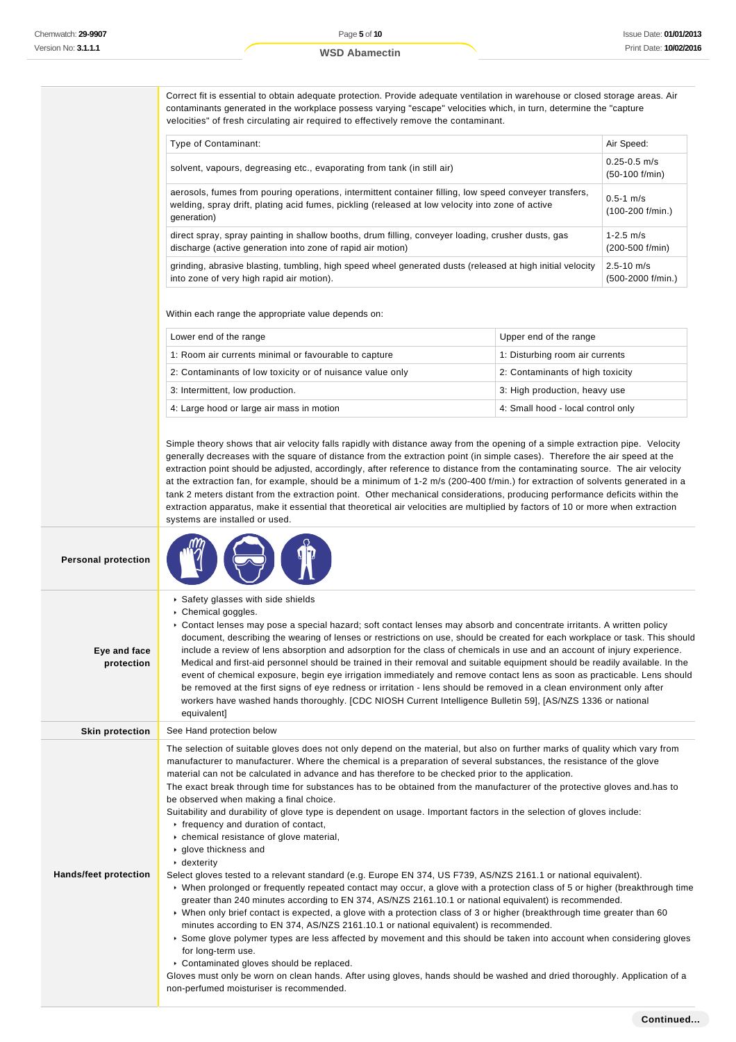Correct fit is essential to obtain adequate protection. Provide adequate ventilation in warehouse or closed storage areas. Air contaminants generated in the workplace possess varying "escape" velocities which, in turn, determine the "capture velocities" of fresh circulating air required to effectively remove the contaminant.

| Type of Contaminant: | Air Speed: |
|---|---|
| solvent, vapours, degreasing etc., evaporating from tank (in still air) | 0.25-0.5 m/s (50-100 f/min) |
| aerosols, fumes from pouring operations, intermittent container filling, low speed conveyer transfers, welding, spray drift, plating acid fumes, pickling (released at low velocity into zone of active generation) | 0.5-1 m/s (100-200 f/min.) |
| direct spray, spray painting in shallow booths, drum filling, conveyer loading, crusher dusts, gas discharge (active generation into zone of rapid air motion) | 1-2.5 m/s (200-500 f/min) |
| grinding, abrasive blasting, tumbling, high speed wheel generated dusts (released at high initial velocity into zone of very high rapid air motion). | 2.5-10 m/s (500-2000 f/min.) |

Within each range the appropriate value depends on:

| Lower end of the range | Upper end of the range |
|---|---|
| 1: Room air currents minimal or favourable to capture | 1: Disturbing room air currents |
| 2: Contaminants of low toxicity or of nuisance value only | 2: Contaminants of high toxicity |
| 3: Intermittent, low production. | 3: High production, heavy use |
| 4: Large hood or large air mass in motion | 4: Small hood - local control only |

Simple theory shows that air velocity falls rapidly with distance away from the opening of a simple extraction pipe. Velocity generally decreases with the square of distance from the extraction point (in simple cases). Therefore the air speed at the extraction point should be adjusted, accordingly, after reference to distance from the contaminating source. The air velocity at the extraction fan, for example, should be a minimum of 1-2 m/s (200-400 f/min.) for extraction of solvents generated in a tank 2 meters distant from the extraction point. Other mechanical considerations, producing performance deficits within the extraction apparatus, make it essential that theoretical air velocities are multiplied by factors of 10 or more when extraction systems are installed or used.

**Personal protection**

**Eye and face protection**

- Safety glasses with side shields
- Chemical goggles.
- Contact lenses may pose a special hazard; soft contact lenses may absorb and concentrate irritants. A written policy document, describing the wearing of lenses or restrictions on use, should be created for each workplace or task. This should include a review of lens absorption and adsorption for the class of chemicals in use and an account of injury experience. Medical and first-aid personnel should be trained in their removal and suitable equipment should be readily available. In the event of chemical exposure, begin eye irrigation immediately and remove contact lens as soon as practicable. Lens should be removed at the first signs of eye redness or irritation - lens should be removed in a clean environment only after workers have washed hands thoroughly. [CDC NIOSH Current Intelligence Bulletin 59], [AS/NZS 1336 or national equivalent]

**Skin protection**

See Hand protection below

**Hands/feet protection**

The selection of suitable gloves does not only depend on the material, but also on further marks of quality which vary from manufacturer to manufacturer. Where the chemical is a preparation of several substances, the resistance of the glove material can not be calculated in advance and has therefore to be checked prior to the application.
The exact break through time for substances has to be obtained from the manufacturer of the protective gloves and.has to be observed when making a final choice.
Suitability and durability of glove type is dependent on usage. Important factors in the selection of gloves include:

- frequency and duration of contact,
- chemical resistance of glove material,
- glove thickness and
- dexterity

Select gloves tested to a relevant standard (e.g. Europe EN 374, US F739, AS/NZS 2161.1 or national equivalent).

- When prolonged or frequently repeated contact may occur, a glove with a protection class of 5 or higher (breakthrough time greater than 240 minutes according to EN 374, AS/NZS 2161.10.1 or national equivalent) is recommended.
- When only brief contact is expected, a glove with a protection class of 3 or higher (breakthrough time greater than 60 minutes according to EN 374, AS/NZS 2161.10.1 or national equivalent) is recommended.
- Some glove polymer types are less affected by movement and this should be taken into account when considering gloves for long-term use.
- Contaminated gloves should be replaced.

Gloves must only be worn on clean hands. After using gloves, hands should be washed and dried thoroughly. Application of a non-perfumed moisturiser is recommended.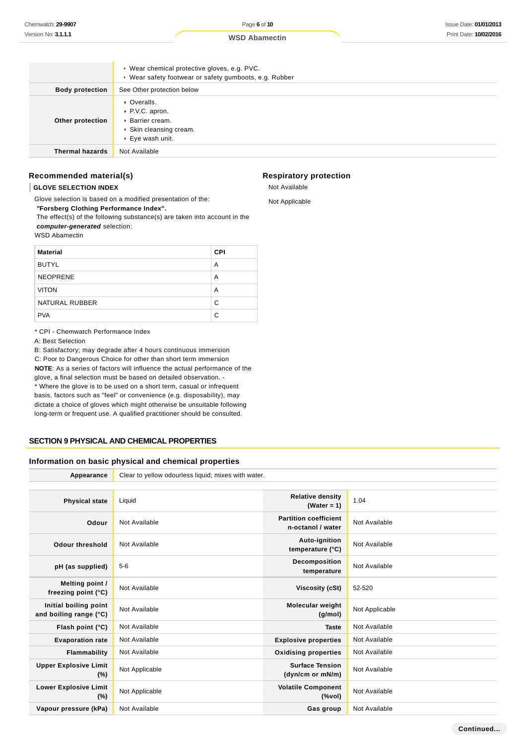| | |
|---|---|
| | • Wear chemical protective gloves, e.g. PVC.<br>• Wear safety footwear or safety gumboots, e.g. Rubber |
| **Body protection** | See Other protection below |
| **Other protection** | • Overalls.<br>• P.V.C. apron.<br>• Barrier cream.<br>• Skin cleansing cream.<br>• Eye wash unit. |
| **Thermal hazards** | Not Available |

## Recommended material(s)

**GLOVE SELECTION INDEX**

Glove selection is based on a modified presentation of the:
***"Forsberg Clothing Performance Index".***
The effect(s) of the following substance(s) are taken into account in the ***computer-generated*** selection:
WSD Abamectin

| Material | CPI |
|---|---|
| BUTYL | A |
| NEOPRENE | A |
| VITON | A |
| NATURAL RUBBER | C |
| PVA | C |

* CPI - Chemwatch Performance Index
A: Best Selection
B: Satisfactory; may degrade after 4 hours continuous immersion
C: Poor to Dangerous Choice for other than short term immersion
**NOTE**: As a series of factors will influence the actual performance of the glove, a final selection must be based on detailed observation. -
* Where the glove is to be used on a short term, casual or infrequent basis, factors such as "feel" or convenience (e.g. disposability), may dictate a choice of gloves which might otherwise be unsuitable following long-term or frequent use. A qualified practitioner should be consulted.

## Respiratory protection

Not Available

Not Applicable

## SECTION 9 PHYSICAL AND CHEMICAL PROPERTIES

### Information on basic physical and chemical properties

| | |
|---|---|
| **Appearance** | Clear to yellow odourless liquid; mixes with water. |

| | | | |
|---|---|---|---|
| **Physical state** | Liquid | **Relative density (Water = 1)** | 1.04 |
| **Odour** | Not Available | **Partition coefficient n-octanol / water** | Not Available |
| **Odour threshold** | Not Available | **Auto-ignition temperature (°C)** | Not Available |
| **pH (as supplied)** | 5-6 | **Decomposition temperature** | Not Available |
| **Melting point / freezing point (°C)** | Not Available | **Viscosity (cSt)** | 52-520 |
| **Initial boiling point and boiling range (°C)** | Not Available | **Molecular weight (g/mol)** | Not Applicable |
| **Flash point (°C)** | Not Available | **Taste** | Not Available |
| **Evaporation rate** | Not Available | **Explosive properties** | Not Available |
| **Flammability** | Not Available | **Oxidising properties** | Not Available |
| **Upper Explosive Limit (%)** | Not Applicable | **Surface Tension (dyn/cm or mN/m)** | Not Available |
| **Lower Explosive Limit (%)** | Not Applicable | **Volatile Component (%vol)** | Not Available |
| **Vapour pressure (kPa)** | Not Available | **Gas group** | Not Available |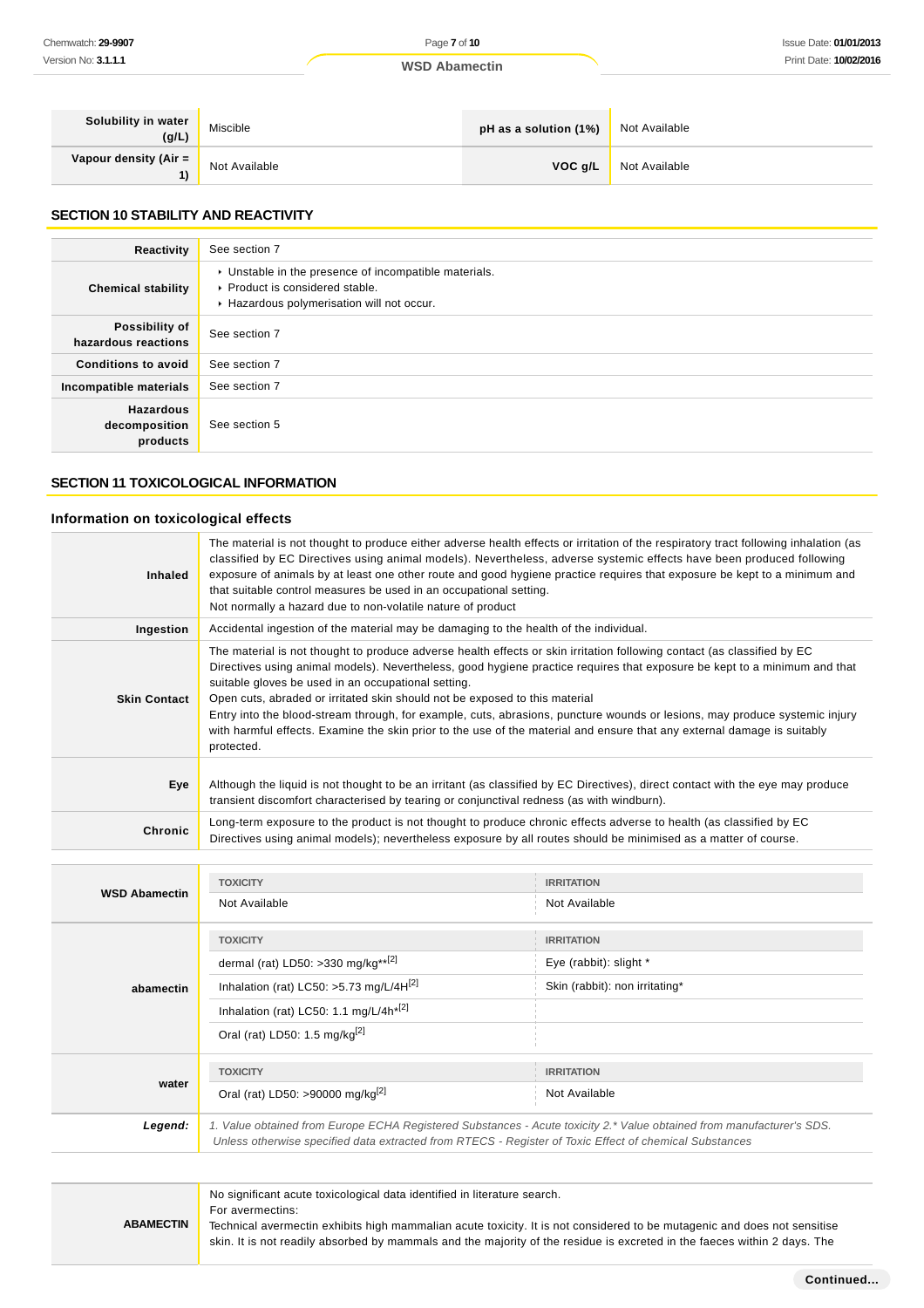| | | | |
|---|---|---|---|
| **Solubility in water (g/L)** | Miscible | **pH as a solution (1%)** | Not Available |
| **Vapour density (Air = 1)** | Not Available | **VOC g/L** | Not Available |

## SECTION 10 STABILITY AND REACTIVITY

| | |
|---|---|
| **Reactivity** | See section 7 |
| **Chemical stability** | ‣ Unstable in the presence of incompatible materials.<br>‣ Product is considered stable.<br>‣ Hazardous polymerisation will not occur. |
| **Possibility of hazardous reactions** | See section 7 |
| **Conditions to avoid** | See section 7 |
| **Incompatible materials** | See section 7 |
| **Hazardous decomposition products** | See section 5 |

## SECTION 11 TOXICOLOGICAL INFORMATION

### Information on toxicological effects

| | |
|---|---|
| **Inhaled** | The material is not thought to produce either adverse health effects or irritation of the respiratory tract following inhalation (as classified by EC Directives using animal models). Nevertheless, adverse systemic effects have been produced following exposure of animals by at least one other route and good hygiene practice requires that exposure be kept to a minimum and that suitable control measures be used in an occupational setting.<br>Not normally a hazard due to non-volatile nature of product |
| **Ingestion** | Accidental ingestion of the material may be damaging to the health of the individual. |
| **Skin Contact** | The material is not thought to produce adverse health effects or skin irritation following contact (as classified by EC Directives using animal models). Nevertheless, good hygiene practice requires that exposure be kept to a minimum and that suitable gloves be used in an occupational setting.<br>Open cuts, abraded or irritated skin should not be exposed to this material<br>Entry into the blood-stream through, for example, cuts, abrasions, puncture wounds or lesions, may produce systemic injury with harmful effects. Examine the skin prior to the use of the material and ensure that any external damage is suitably protected. |
| **Eye** | Although the liquid is not thought to be an irritant (as classified by EC Directives), direct contact with the eye may produce transient discomfort characterised by tearing or conjunctival redness (as with windburn). |
| **Chronic** | Long-term exposure to the product is not thought to produce chronic effects adverse to health (as classified by EC Directives using animal models); nevertheless exposure by all routes should be minimised as a matter of course. |

| | TOXICITY | IRRITATION |
|---|---|---|
| **WSD Abamectin** | Not Available | Not Available |
| **abamectin** | dermal (rat) LD50: >330 mg/kg**[2] | Eye (rabbit): slight * |
| | Inhalation (rat) LC50: >5.73 mg/L/4H[2] | Skin (rabbit): non irritating* |
| | Inhalation (rat) LC50: 1.1 mg/L/4h*[2] | |
| | Oral (rat) LD50: 1.5 mg/kg[2] | |
| **water** | Oral (rat) LD50: >90000 mg/kg[2] | Not Available |
| ***Legend:*** | *1. Value obtained from Europe ECHA Registered Substances - Acute toxicity 2.* Value obtained from manufacturer's SDS. Unless otherwise specified data extracted from RTECS - Register of Toxic Effect of chemical Substances* | |

| | |
|---|---|
| **ABAMECTIN** | No significant acute toxicological data identified in literature search.<br>For avermectins:<br>Technical avermectin exhibits high mammalian acute toxicity. It is not considered to be mutagenic and does not sensitise skin. It is not readily absorbed by mammals and the majority of the residue is excreted in the faeces within 2 days. The |

**Continued...**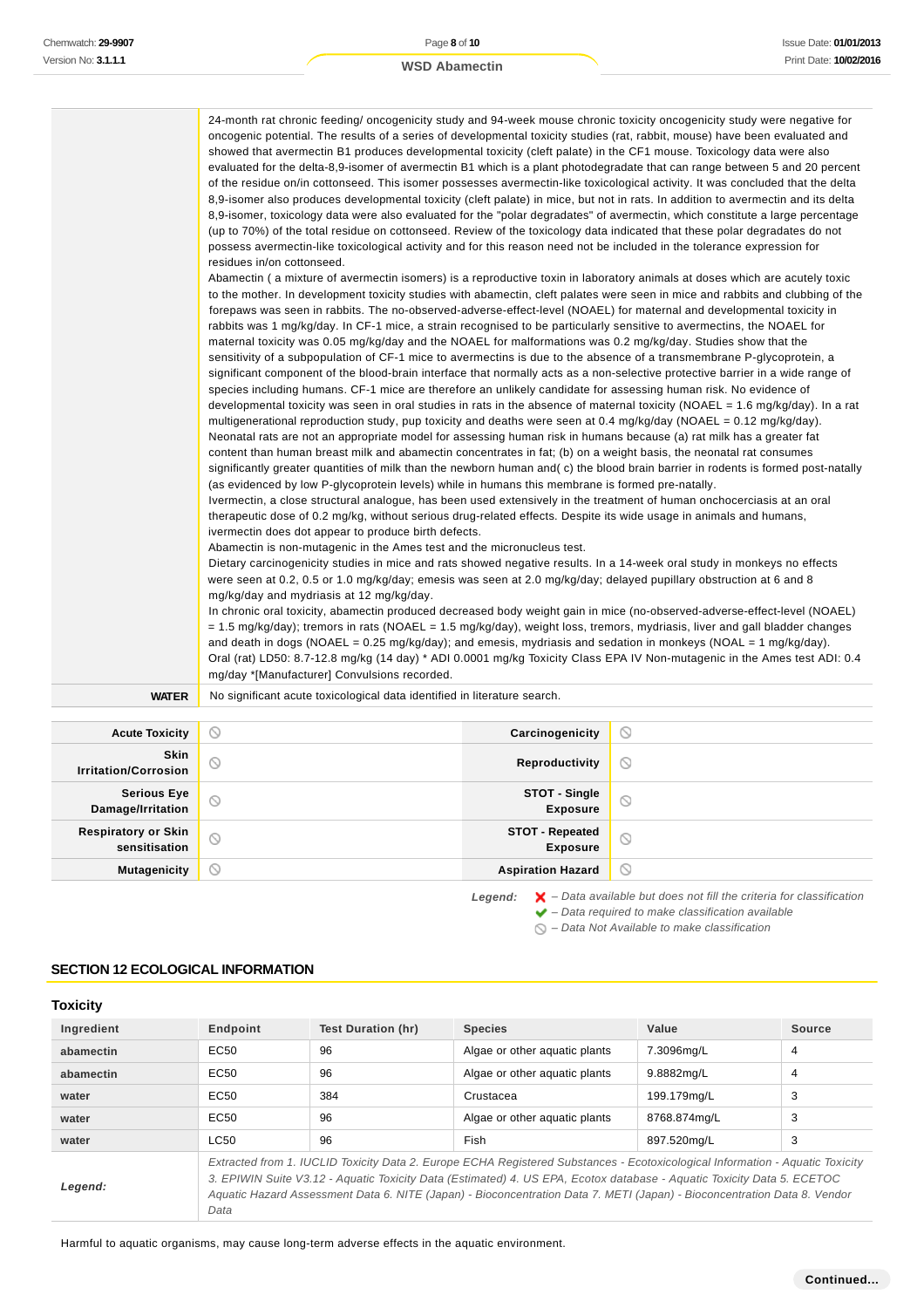| | |
|---|---|
| | 24-month rat chronic feeding/ oncogenicity study and 94-week mouse chronic toxicity oncogenicity study were negative for oncogenic potential. The results of a series of developmental toxicity studies (rat, rabbit, mouse) have been evaluated and showed that avermectin B1 produces developmental toxicity (cleft palate) in the CF1 mouse. Toxicology data were also evaluated for the delta-8,9-isomer of avermectin B1 which is a plant photodegradate that can range between 5 and 20 percent of the residue on/in cottonseed. This isomer possesses avermectin-like toxicological activity. It was concluded that the delta 8,9-isomer also produces developmental toxicity (cleft palate) in mice, but not in rats. In addition to avermectin and its delta 8,9-isomer, toxicology data were also evaluated for the "polar degradates" of avermectin, which constitute a large percentage (up to 70%) of the total residue on cottonseed. Review of the toxicology data indicated that these polar degradates do not possess avermectin-like toxicological activity and for this reason need not be included in the tolerance expression for residues in/on cottonseed.<br>Abamectin ( a mixture of avermectin isomers) is a reproductive toxin in laboratory animals at doses which are acutely toxic to the mother. In development toxicity studies with abamectin, cleft palates were seen in mice and rabbits and clubbing of the forepaws was seen in rabbits. The no-observed-adverse-effect-level (NOAEL) for maternal and developmental toxicity in rabbits was 1 mg/kg/day. In CF-1 mice, a strain recognised to be particularly sensitive to avermectins, the NOAEL for maternal toxicity was 0.05 mg/kg/day and the NOAEL for malformations was 0.2 mg/kg/day. Studies show that the sensitivity of a subpopulation of CF-1 mice to avermectins is due to the absence of a transmembrane P-glycoprotein, a significant component of the blood-brain interface that normally acts as a non-selective protective barrier in a wide range of species including humans. CF-1 mice are therefore an unlikely candidate for assessing human risk. No evidence of developmental toxicity was seen in oral studies in rats in the absence of maternal toxicity (NOAEL = 1.6 mg/kg/day). In a rat multigenerational reproduction study, pup toxicity and deaths were seen at 0.4 mg/kg/day (NOAEL = 0.12 mg/kg/day). Neonatal rats are not an appropriate model for assessing human risk in humans because (a) rat milk has a greater fat content than human breast milk and abamectin concentrates in fat; (b) on a weight basis, the neonatal rat consumes significantly greater quantities of milk than the newborn human and( c) the blood brain barrier in rodents is formed post-natally (as evidenced by low P-glycoprotein levels) while in humans this membrane is formed pre-natally.<br>Ivermectin, a close structural analogue, has been used extensively in the treatment of human onchocerciasis at an oral therapeutic dose of 0.2 mg/kg, without serious drug-related effects. Despite its wide usage in animals and humans, ivermectin does dot appear to produce birth defects.<br>Abamectin is non-mutagenic in the Ames test and the micronucleus test.<br>Dietary carcinogenicity studies in mice and rats showed negative results. In a 14-week oral study in monkeys no effects were seen at 0.2, 0.5 or 1.0 mg/kg/day; emesis was seen at 2.0 mg/kg/day; delayed pupillary obstruction at 6 and 8 mg/kg/day and mydriasis at 12 mg/kg/day.<br>In chronic oral toxicity, abamectin produced decreased body weight gain in mice (no-observed-adverse-effect-level (NOAEL) = 1.5 mg/kg/day); tremors in rats (NOAEL = 1.5 mg/kg/day), weight loss, tremors, mydriasis, liver and gall bladder changes and death in dogs (NOAEL = 0.25 mg/kg/day); and emesis, mydriasis and sedation in monkeys (NOAL = 1 mg/kg/day).<br>Oral (rat) LD50: 8.7-12.8 mg/kg (14 day) * ADI 0.0001 mg/kg Toxicity Class EPA IV Non-mutagenic in the Ames test ADI: 0.4 mg/day *[Manufacturer] Convulsions recorded. |
| **WATER** | No significant acute toxicological data identified in literature search. |

| | | | |
|---|---|---|---|
| **Acute Toxicity** | ⃠ | **Carcinogenicity** | ⃠ |
| **Skin Irritation/Corrosion** | ⃠ | **Reproductivity** | ⃠ |
| **Serious Eye Damage/Irritation** | ⃠ | **STOT - Single Exposure** | ⃠ |
| **Respiratory or Skin sensitisation** | ⃠ | **STOT - Repeated Exposure** | ⃠ |
| **Mutagenicity** | ⃠ | **Aspiration Hazard** | ⃠ |

*Legend:*
- ✗ – *Data available but does not fill the criteria for classification*
- ✔ – *Data required to make classification available*
- ⃠ – *Data Not Available to make classification*

## SECTION 12 ECOLOGICAL INFORMATION

### Toxicity

| Ingredient | Endpoint | Test Duration (hr) | Species | Value | Source |
|---|---|---|---|---|---|
| **abamectin** | EC50 | 96 | Algae or other aquatic plants | 7.3096mg/L | 4 |
| **abamectin** | EC50 | 96 | Algae or other aquatic plants | 9.8882mg/L | 4 |
| **water** | EC50 | 384 | Crustacea | 199.179mg/L | 3 |
| **water** | EC50 | 96 | Algae or other aquatic plants | 8768.874mg/L | 3 |
| **water** | LC50 | 96 | Fish | 897.520mg/L | 3 |
| ***Legend:*** | *Extracted from 1. IUCLID Toxicity Data 2. Europe ECHA Registered Substances - Ecotoxicological Information - Aquatic Toxicity 3. EPIWIN Suite V3.12 - Aquatic Toxicity Data (Estimated) 4. US EPA, Ecotox database - Aquatic Toxicity Data 5. ECETOC Aquatic Hazard Assessment Data 6. NITE (Japan) - Bioconcentration Data 7. METI (Japan) - Bioconcentration Data 8. Vendor Data* | | | | |

Harmful to aquatic organisms, may cause long-term adverse effects in the aquatic environment.

**Continued...**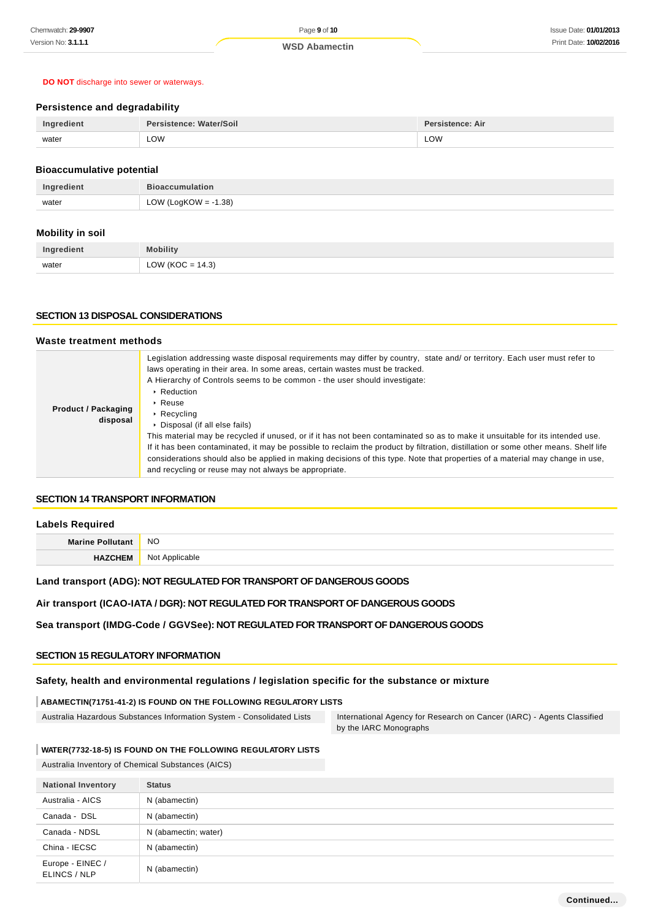**DO NOT** discharge into sewer or waterways.

### Persistence and degradability

| Ingredient | Persistence: Water/Soil | Persistence: Air |
|---|---|---|
| water | LOW | LOW |

### Bioaccumulative potential

| Ingredient | Bioaccumulation |
|---|---|
| water | LOW (LogKOW = -1.38) |

### Mobility in soil

| Ingredient | Mobility |
|---|---|
| water | LOW (KOC = 14.3) |

## SECTION 13 DISPOSAL CONSIDERATIONS

### Waste treatment methods

| | |
|---|---|
| **Product / Packaging disposal** | Legislation addressing waste disposal requirements may differ by country, state and/ or territory. Each user must refer to laws operating in their area. In some areas, certain wastes must be tracked. A Hierarchy of Controls seems to be common - the user should investigate: ‣ Reduction ‣ Reuse ‣ Recycling ‣ Disposal (if all else fails) This material may be recycled if unused, or if it has not been contaminated so as to make it unsuitable for its intended use. If it has been contaminated, it may be possible to reclaim the product by filtration, distillation or some other means. Shelf life considerations should also be applied in making decisions of this type. Note that properties of a material may change in use, and recycling or reuse may not always be appropriate. |

## SECTION 14 TRANSPORT INFORMATION

### Labels Required

| | |
|---|---|
| **Marine Pollutant** | NO |
| **HAZCHEM** | Not Applicable |

**Land transport (ADG): NOT REGULATED FOR TRANSPORT OF DANGEROUS GOODS**

**Air transport (ICAO-IATA / DGR): NOT REGULATED FOR TRANSPORT OF DANGEROUS GOODS**

**Sea transport (IMDG-Code / GGVSee): NOT REGULATED FOR TRANSPORT OF DANGEROUS GOODS**

## SECTION 15 REGULATORY INFORMATION

### Safety, health and environmental regulations / legislation specific for the substance or mixture

**ABAMECTIN(71751-41-2) IS FOUND ON THE FOLLOWING REGULATORY LISTS**

Australia Hazardous Substances Information System - Consolidated Lists

International Agency for Research on Cancer (IARC) - Agents Classified by the IARC Monographs

**WATER(7732-18-5) IS FOUND ON THE FOLLOWING REGULATORY LISTS**

Australia Inventory of Chemical Substances (AICS)

| National Inventory | Status |
|---|---|
| Australia - AICS | N (abamectin) |
| Canada - DSL | N (abamectin) |
| Canada - NDSL | N (abamectin; water) |
| China - IECSC | N (abamectin) |
| Europe - EINEC / ELINCS / NLP | N (abamectin) |

Continued...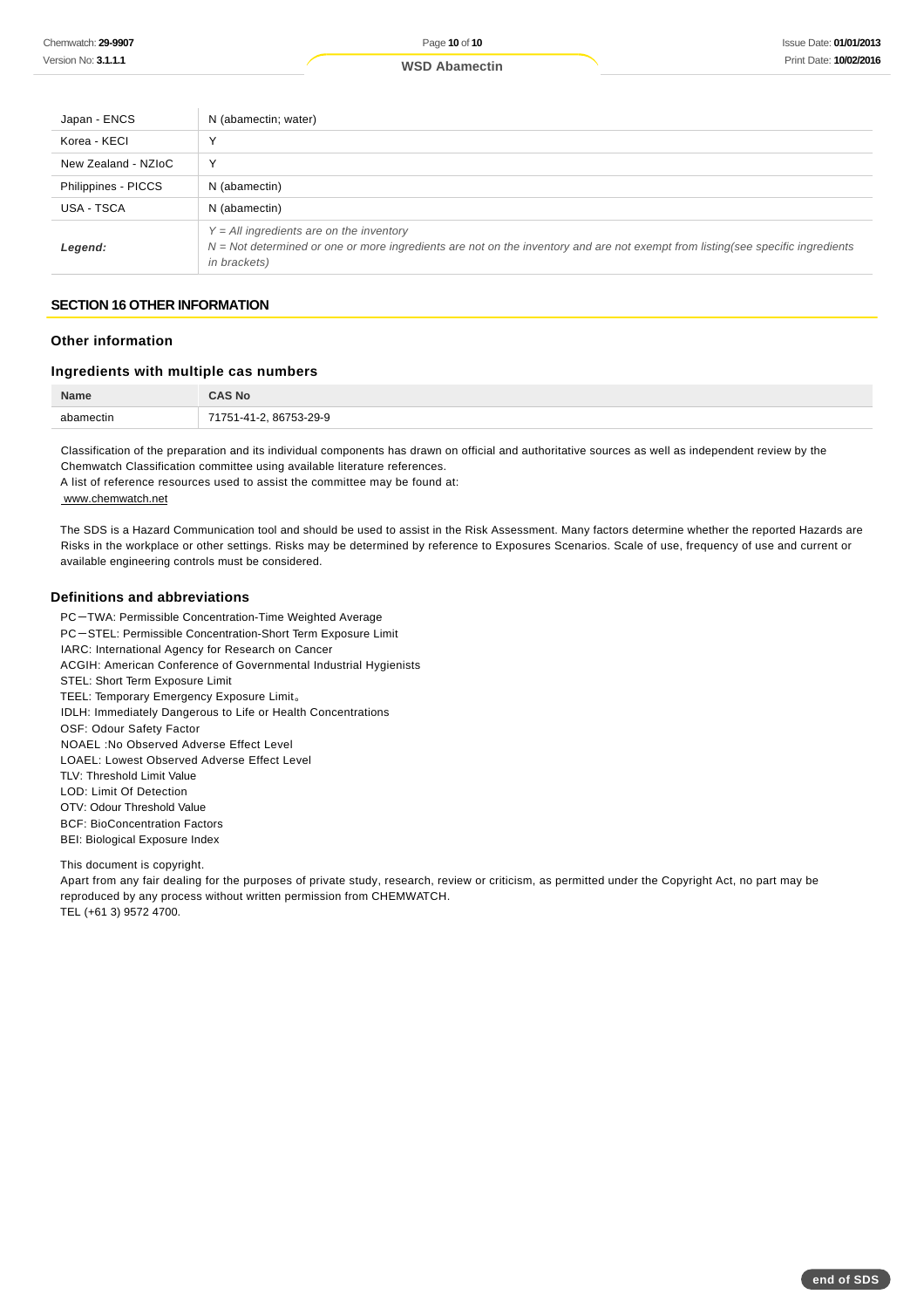| | |
|---|---|
| Japan - ENCS | N (abamectin; water) |
| Korea - KECI | Y |
| New Zealand - NZIoC | Y |
| Philippines - PICCS | N (abamectin) |
| USA - TSCA | N (abamectin) |
| ***Legend:*** | *Y = All ingredients are on the inventory*<br>*N = Not determined or one or more ingredients are not on the inventory and are not exempt from listing(see specific ingredients in brackets)* |

## SECTION 16 OTHER INFORMATION

### Other information

### Ingredients with multiple cas numbers

| Name | CAS No |
|---|---|
| abamectin | 71751-41-2, 86753-29-9 |

Classification of the preparation and its individual components has drawn on official and authoritative sources as well as independent review by the Chemwatch Classification committee using available literature references.
A list of reference resources used to assist the committee may be found at:
www.chemwatch.net

The SDS is a Hazard Communication tool and should be used to assist in the Risk Assessment. Many factors determine whether the reported Hazards are Risks in the workplace or other settings. Risks may be determined by reference to Exposures Scenarios. Scale of use, frequency of use and current or available engineering controls must be considered.

### Definitions and abbreviations

PC－TWA: Permissible Concentration-Time Weighted Average
PC－STEL: Permissible Concentration-Short Term Exposure Limit
IARC: International Agency for Research on Cancer
ACGIH: American Conference of Governmental Industrial Hygienists
STEL: Short Term Exposure Limit
TEEL: Temporary Emergency Exposure Limit。
IDLH: Immediately Dangerous to Life or Health Concentrations
OSF: Odour Safety Factor
NOAEL :No Observed Adverse Effect Level
LOAEL: Lowest Observed Adverse Effect Level
TLV: Threshold Limit Value
LOD: Limit Of Detection
OTV: Odour Threshold Value
BCF: BioConcentration Factors
BEI: Biological Exposure Index

This document is copyright.
Apart from any fair dealing for the purposes of private study, research, review or criticism, as permitted under the Copyright Act, no part may be reproduced by any process without written permission from CHEMWATCH.
TEL (+61 3) 9572 4700.

end of SDS